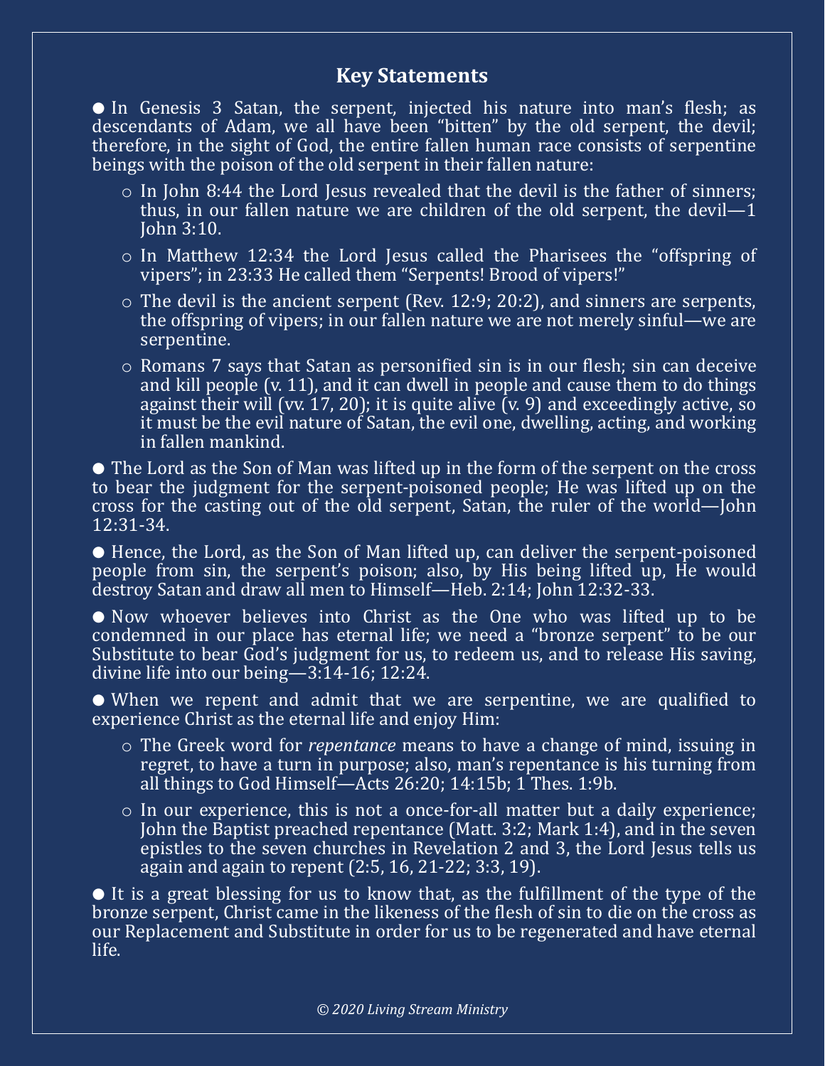## Key Statements

- In Genesis 3 Satan, the serpent, injected his nature into man's flesh; as descendants of Adam, we all have been "bitten" by the old serpent, the devil; therefore, in the sight of God, the entire fallen human race consists of serpentine beings with the poison of the old serpent in their fallen nature:
    - In John 8:44 the Lord Jesus revealed that the devil is the father of sinners; thus, in our fallen nature we are children of the old serpent, the devil—1 John 3:10.
    - In Matthew 12:34 the Lord Jesus called the Pharisees the "offspring of vipers"; in 23:33 He called them "Serpents! Brood of vipers!"
    - The devil is the ancient serpent (Rev. 12:9; 20:2), and sinners are serpents, the offspring of vipers; in our fallen nature we are not merely sinful—we are serpentine.
    - Romans 7 says that Satan as personified sin is in our flesh; sin can deceive and kill people (v. 11), and it can dwell in people and cause them to do things against their will (vv. 17, 20); it is quite alive (v. 9) and exceedingly active, so it must be the evil nature of Satan, the evil one, dwelling, acting, and working in fallen mankind.
- The Lord as the Son of Man was lifted up in the form of the serpent on the cross to bear the judgment for the serpent-poisoned people; He was lifted up on the cross for the casting out of the old serpent, Satan, the ruler of the world—John 12:31-34.
- Hence, the Lord, as the Son of Man lifted up, can deliver the serpent-poisoned people from sin, the serpent's poison; also, by His being lifted up, He would destroy Satan and draw all men to Himself—Heb. 2:14; John 12:32-33.
- Now whoever believes into Christ as the One who was lifted up to be condemned in our place has eternal life; we need a "bronze serpent" to be our Substitute to bear God's judgment for us, to redeem us, and to release His saving, divine life into our being—3:14-16; 12:24.
- When we repent and admit that we are serpentine, we are qualified to experience Christ as the eternal life and enjoy Him:
    - The Greek word for *repentance* means to have a change of mind, issuing in regret, to have a turn in purpose; also, man's repentance is his turning from all things to God Himself—Acts 26:20; 14:15b; 1 Thes. 1:9b.
    - In our experience, this is not a once-for-all matter but a daily experience; John the Baptist preached repentance (Matt. 3:2; Mark 1:4), and in the seven epistles to the seven churches in Revelation 2 and 3, the Lord Jesus tells us again and again to repent (2:5, 16, 21-22; 3:3, 19).
- It is a great blessing for us to know that, as the fulfillment of the type of the bronze serpent, Christ came in the likeness of the flesh of sin to die on the cross as our Replacement and Substitute in order for us to be regenerated and have eternal life.

*© 2020 Living Stream Ministry*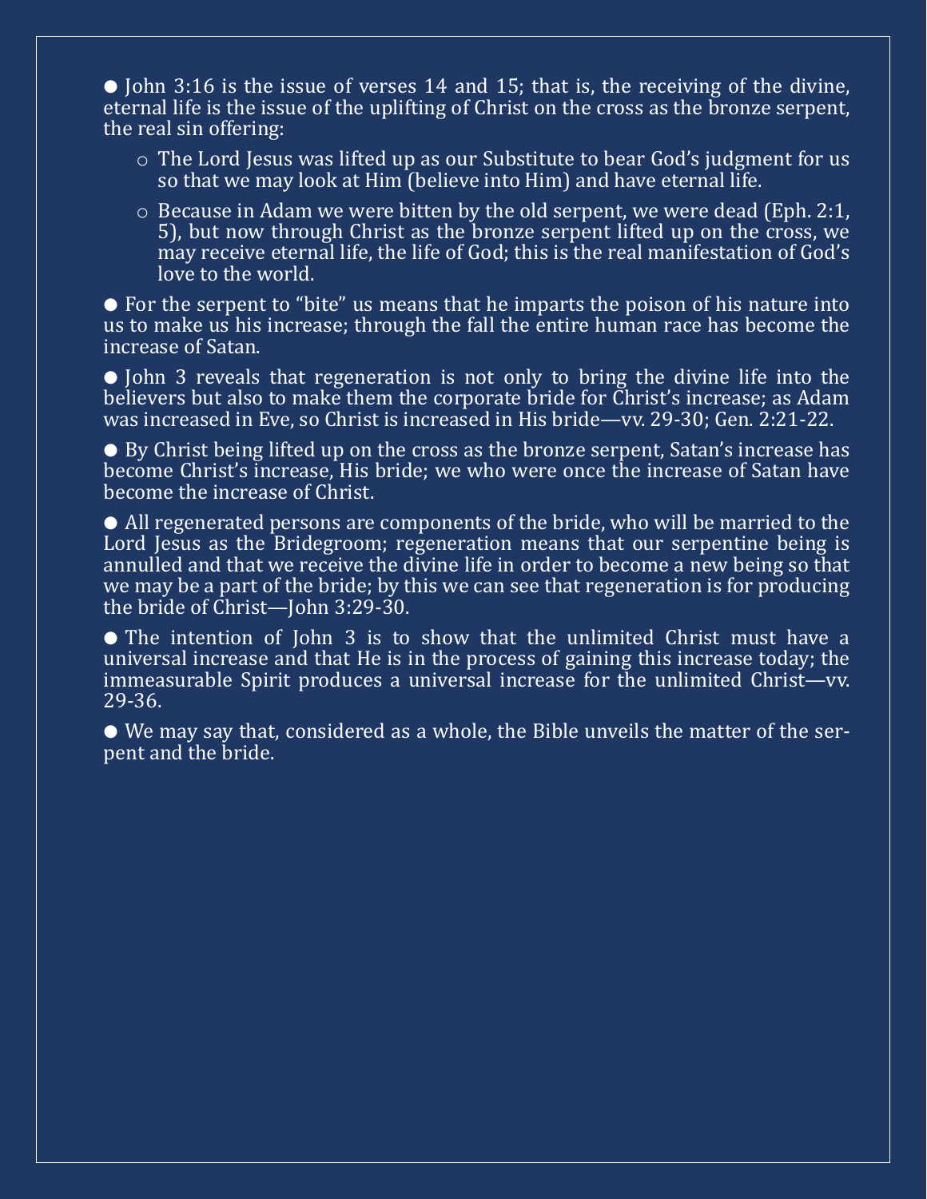- John 3:16 is the issue of verses 14 and 15; that is, the receiving of the divine, eternal life is the issue of the uplifting of Christ on the cross as the bronze serpent, the real sin offering:
  - The Lord Jesus was lifted up as our Substitute to bear God's judgment for us so that we may look at Him (believe into Him) and have eternal life.
  - Because in Adam we were bitten by the old serpent, we were dead (Eph. 2:1, 5), but now through Christ as the bronze serpent lifted up on the cross, we may receive eternal life, the life of God; this is the real manifestation of God's love to the world.
- For the serpent to "bite" us means that he imparts the poison of his nature into us to make us his increase; through the fall the entire human race has become the increase of Satan.
- John 3 reveals that regeneration is not only to bring the divine life into the believers but also to make them the corporate bride for Christ's increase; as Adam was increased in Eve, so Christ is increased in His bride—vv. 29-30; Gen. 2:21-22.
- By Christ being lifted up on the cross as the bronze serpent, Satan's increase has become Christ's increase, His bride; we who were once the increase of Satan have become the increase of Christ.
- All regenerated persons are components of the bride, who will be married to the Lord Jesus as the Bridegroom; regeneration means that our serpentine being is annulled and that we receive the divine life in order to become a new being so that we may be a part of the bride; by this we can see that regeneration is for producing the bride of Christ—John 3:29-30.
- The intention of John 3 is to show that the unlimited Christ must have a universal increase and that He is in the process of gaining this increase today; the immeasurable Spirit produces a universal increase for the unlimited Christ—vv. 29-36.
- We may say that, considered as a whole, the Bible unveils the matter of the serpent and the bride.